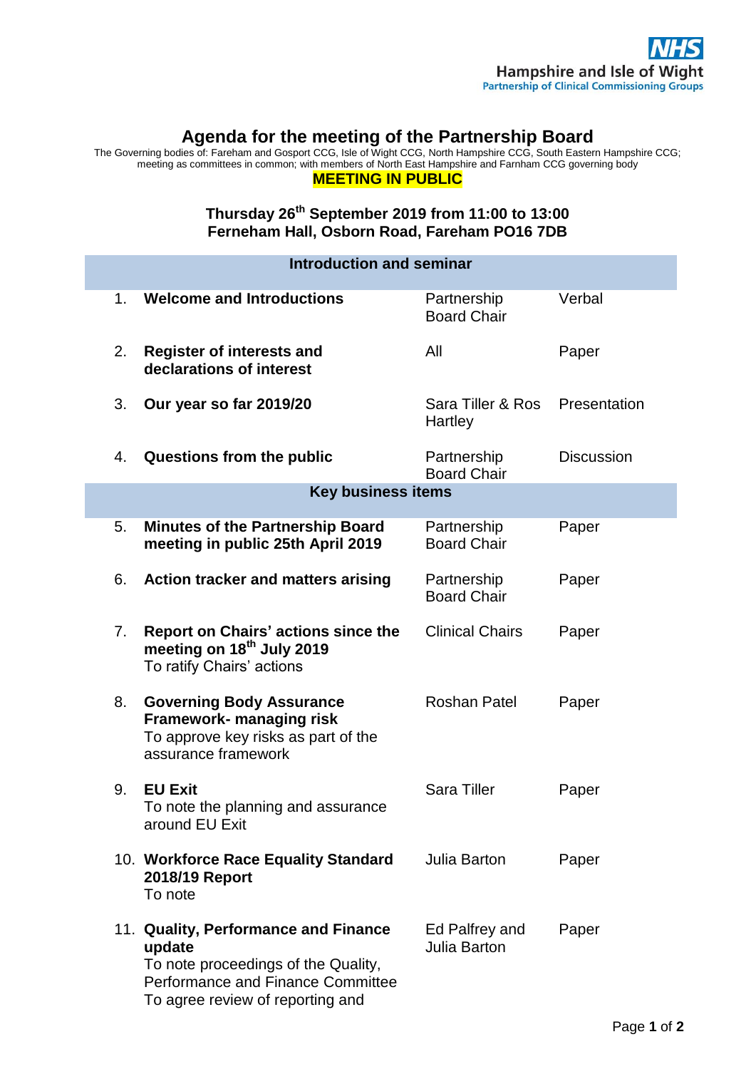NHS
Hampshire and Isle of Wight
Partnership of Clinical Commissioning Groups

# Agenda for the meeting of the Partnership Board

The Governing bodies of: Fareham and Gosport CCG, Isle of Wight CCG, North Hampshire CCG, South Eastern Hampshire CCG; meeting as committees in common; with members of North East Hampshire and Farnham CCG governing body

**MEETING IN PUBLIC**

**Thursday 26th September 2019 from 11:00 to 13:00**
**Ferneham Hall, Osborn Road, Fareham PO16 7DB**

| | | | |
|---|---|---|---|
| **Introduction and seminar** | | | |
| 1. | **Welcome and Introductions** | Partnership Board Chair | Verbal |
| 2. | **Register of interests and declarations of interest** | All | Paper |
| 3. | **Our year so far 2019/20** | Sara Tiller & Ros Hartley | Presentation |
| 4. | **Questions from the public** | Partnership Board Chair | Discussion |
| **Key business items** | | | |
| 5. | **Minutes of the Partnership Board meeting in public 25th April 2019** | Partnership Board Chair | Paper |
| 6. | **Action tracker and matters arising** | Partnership Board Chair | Paper |
| 7. | **Report on Chairs' actions since the meeting on 18th July 2019**<br>To ratify Chairs' actions | Clinical Chairs | Paper |
| 8. | **Governing Body Assurance Framework- managing risk**<br>To approve key risks as part of the assurance framework | Roshan Patel | Paper |
| 9. | **EU Exit**<br>To note the planning and assurance around EU Exit | Sara Tiller | Paper |
| 10. | **Workforce Race Equality Standard 2018/19 Report**<br>To note | Julia Barton | Paper |
| 11. | **Quality, Performance and Finance update**<br>To note proceedings of the Quality, Performance and Finance Committee<br>To agree review of reporting and | Ed Palfrey and Julia Barton | Paper |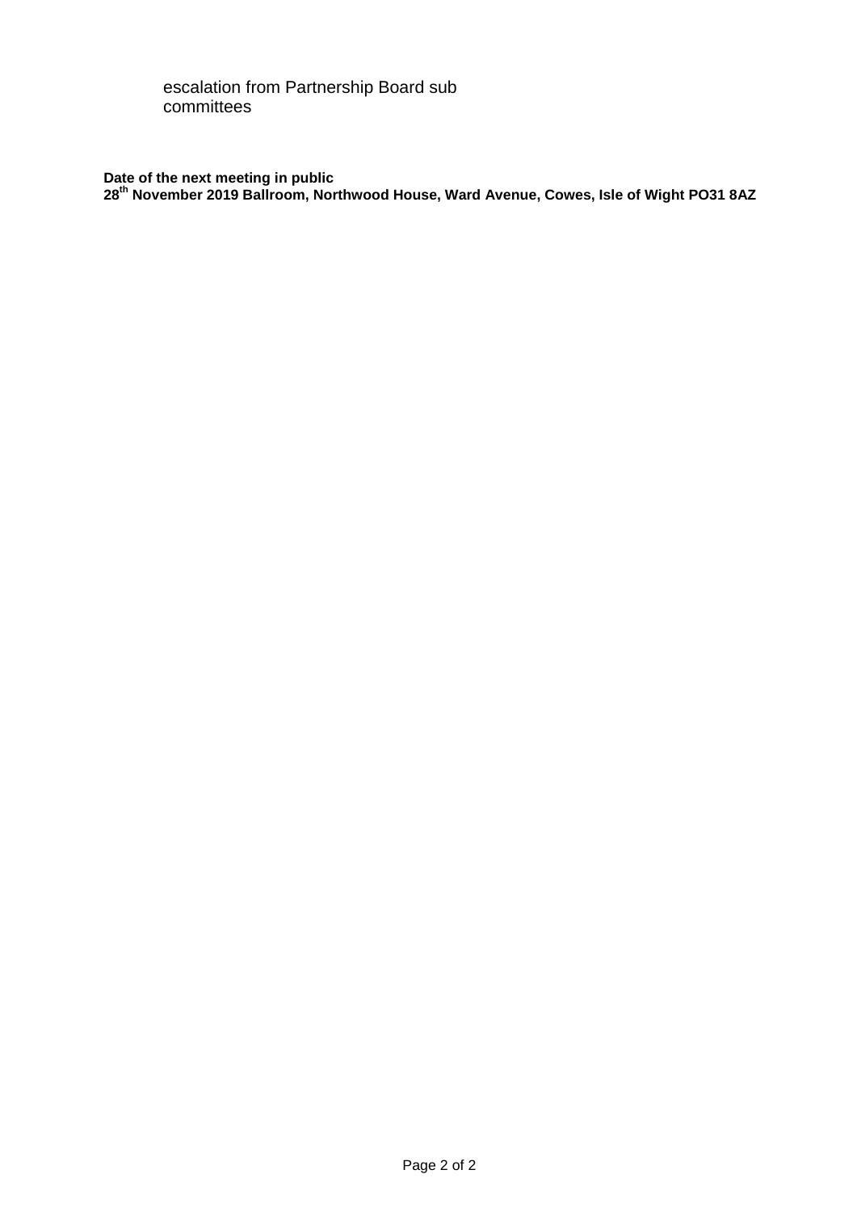escalation from Partnership Board sub committees

**Date of the next meeting in public**
**28th November 2019 Ballroom, Northwood House, Ward Avenue, Cowes, Isle of Wight PO31 8AZ**